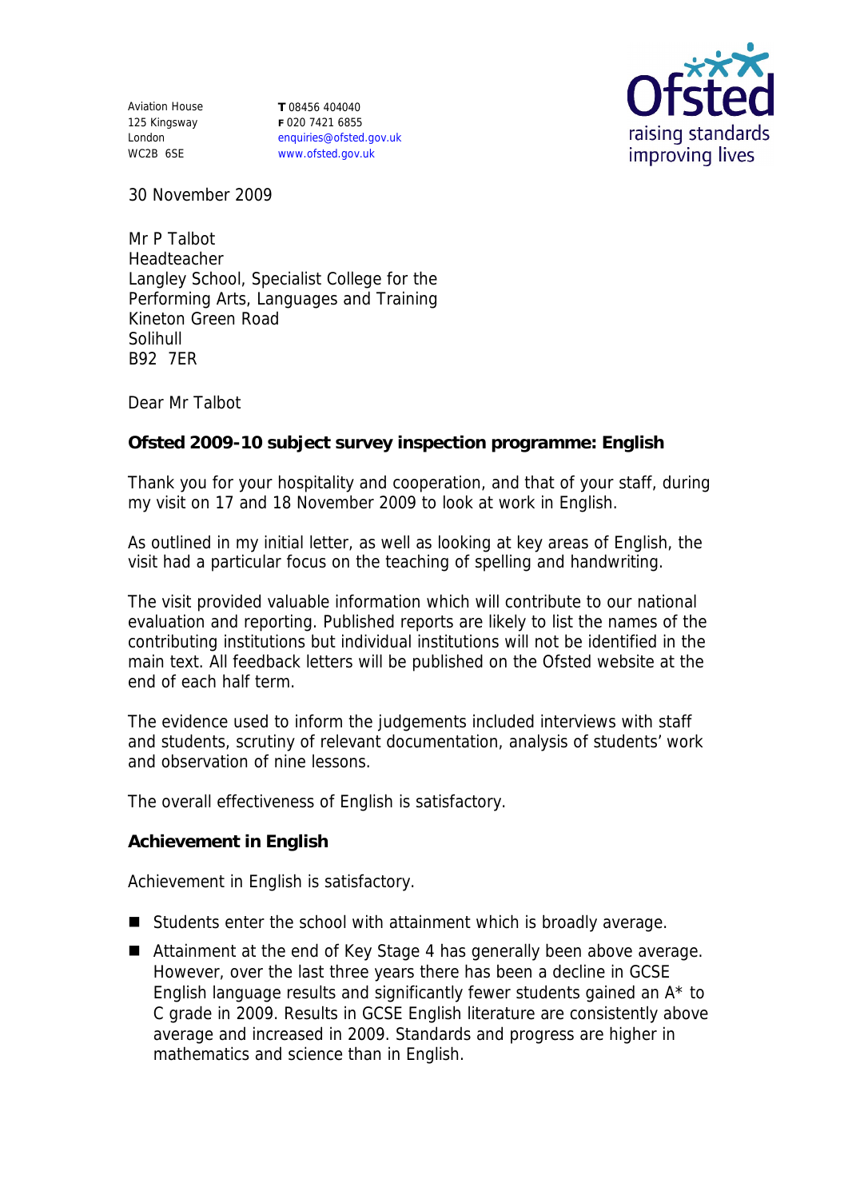Aviation House
125 Kingsway
London
WC2B 6SE

**T** 08456 404040
**F** 020 7421 6855
enquiries@ofsted.gov.uk
www.ofsted.gov.uk

30 November 2009

Mr P Talbot
Headteacher
Langley School, Specialist College for the Performing Arts, Languages and Training
Kineton Green Road
Solihull
B92 7ER

Dear Mr Talbot

**Ofsted 2009-10 subject survey inspection programme: English**

Thank you for your hospitality and cooperation, and that of your staff, during my visit on 17 and 18 November 2009 to look at work in English.

As outlined in my initial letter, as well as looking at key areas of English, the visit had a particular focus on the teaching of spelling and handwriting.

The visit provided valuable information which will contribute to our national evaluation and reporting. Published reports are likely to list the names of the contributing institutions but individual institutions will not be identified in the main text. All feedback letters will be published on the Ofsted website at the end of each half term.

The evidence used to inform the judgements included interviews with staff and students, scrutiny of relevant documentation, analysis of students' work and observation of nine lessons.

The overall effectiveness of English is satisfactory.

**Achievement in English**

Achievement in English is satisfactory.

- Students enter the school with attainment which is broadly average.
- Attainment at the end of Key Stage 4 has generally been above average. However, over the last three years there has been a decline in GCSE English language results and significantly fewer students gained an A* to C grade in 2009. Results in GCSE English literature are consistently above average and increased in 2009. Standards and progress are higher in mathematics and science than in English.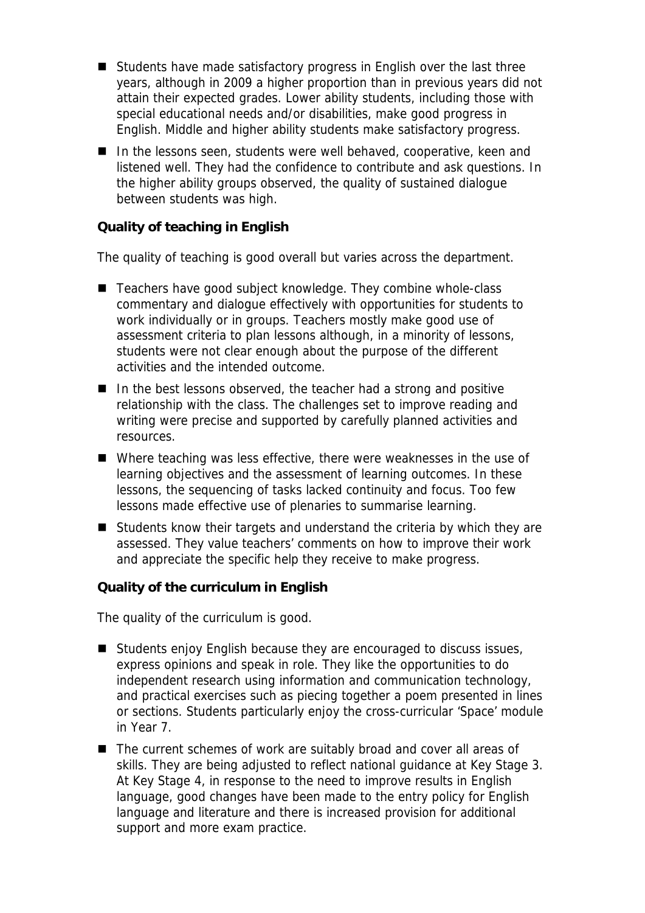- Students have made satisfactory progress in English over the last three years, although in 2009 a higher proportion than in previous years did not attain their expected grades. Lower ability students, including those with special educational needs and/or disabilities, make good progress in English. Middle and higher ability students make satisfactory progress.
- In the lessons seen, students were well behaved, cooperative, keen and listened well. They had the confidence to contribute and ask questions. In the higher ability groups observed, the quality of sustained dialogue between students was high.

**Quality of teaching in English**

The quality of teaching is good overall but varies across the department.

- Teachers have good subject knowledge. They combine whole-class commentary and dialogue effectively with opportunities for students to work individually or in groups. Teachers mostly make good use of assessment criteria to plan lessons although, in a minority of lessons, students were not clear enough about the purpose of the different activities and the intended outcome.
- In the best lessons observed, the teacher had a strong and positive relationship with the class. The challenges set to improve reading and writing were precise and supported by carefully planned activities and resources.
- Where teaching was less effective, there were weaknesses in the use of learning objectives and the assessment of learning outcomes. In these lessons, the sequencing of tasks lacked continuity and focus. Too few lessons made effective use of plenaries to summarise learning.
- Students know their targets and understand the criteria by which they are assessed. They value teachers' comments on how to improve their work and appreciate the specific help they receive to make progress.

**Quality of the curriculum in English**

The quality of the curriculum is good.

- Students enjoy English because they are encouraged to discuss issues, express opinions and speak in role. They like the opportunities to do independent research using information and communication technology, and practical exercises such as piecing together a poem presented in lines or sections. Students particularly enjoy the cross-curricular 'Space' module in Year 7.
- The current schemes of work are suitably broad and cover all areas of skills. They are being adjusted to reflect national guidance at Key Stage 3. At Key Stage 4, in response to the need to improve results in English language, good changes have been made to the entry policy for English language and literature and there is increased provision for additional support and more exam practice.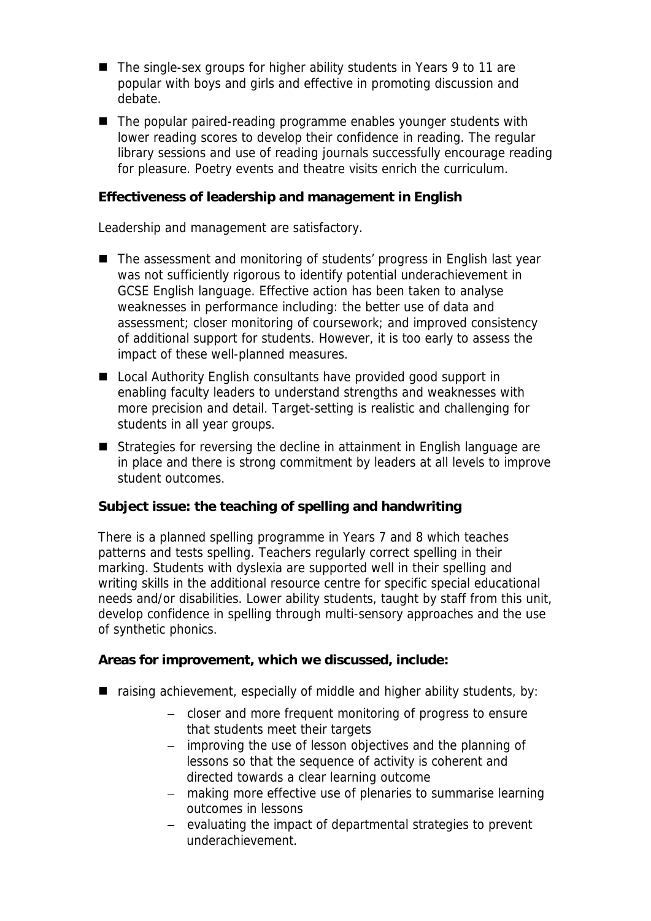- The single-sex groups for higher ability students in Years 9 to 11 are popular with boys and girls and effective in promoting discussion and debate.
- The popular paired-reading programme enables younger students with lower reading scores to develop their confidence in reading. The regular library sessions and use of reading journals successfully encourage reading for pleasure. Poetry events and theatre visits enrich the curriculum.

**Effectiveness of leadership and management in English**

Leadership and management are satisfactory.

- The assessment and monitoring of students' progress in English last year was not sufficiently rigorous to identify potential underachievement in GCSE English language. Effective action has been taken to analyse weaknesses in performance including: the better use of data and assessment; closer monitoring of coursework; and improved consistency of additional support for students. However, it is too early to assess the impact of these well-planned measures.
- Local Authority English consultants have provided good support in enabling faculty leaders to understand strengths and weaknesses with more precision and detail. Target-setting is realistic and challenging for students in all year groups.
- Strategies for reversing the decline in attainment in English language are in place and there is strong commitment by leaders at all levels to improve student outcomes.

**Subject issue: the teaching of spelling and handwriting**

There is a planned spelling programme in Years 7 and 8 which teaches patterns and tests spelling. Teachers regularly correct spelling in their marking. Students with dyslexia are supported well in their spelling and writing skills in the additional resource centre for specific special educational needs and/or disabilities. Lower ability students, taught by staff from this unit, develop confidence in spelling through multi-sensory approaches and the use of synthetic phonics.

**Areas for improvement, which we discussed, include:**

- raising achievement, especially of middle and higher ability students, by:
  - closer and more frequent monitoring of progress to ensure that students meet their targets
  - improving the use of lesson objectives and the planning of lessons so that the sequence of activity is coherent and directed towards a clear learning outcome
  - making more effective use of plenaries to summarise learning outcomes in lessons
  - evaluating the impact of departmental strategies to prevent underachievement.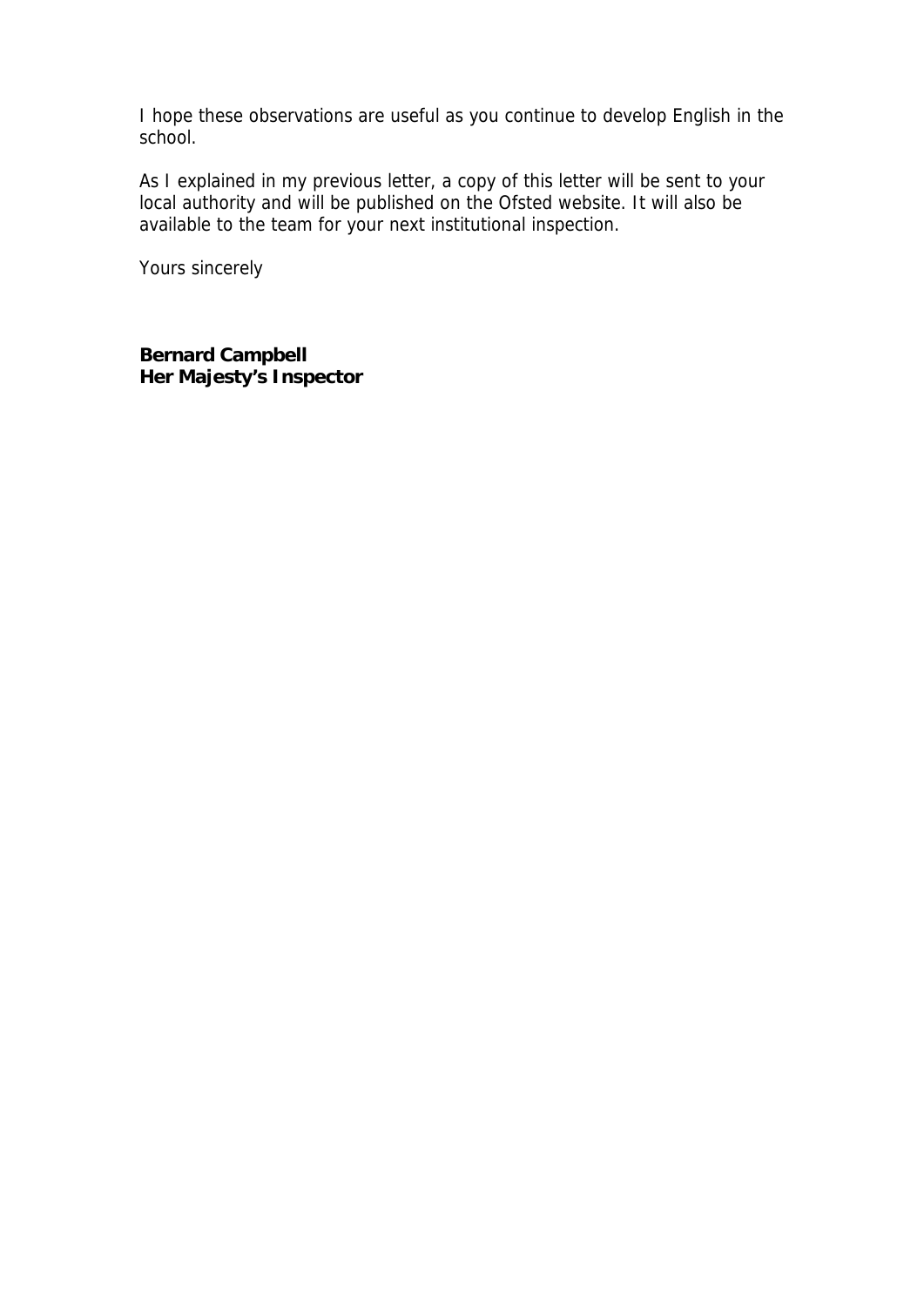I hope these observations are useful as you continue to develop English in the school.

As I explained in my previous letter, a copy of this letter will be sent to your local authority and will be published on the Ofsted website. It will also be available to the team for your next institutional inspection.

Yours sincerely

**Bernard Campbell**
**Her Majesty's Inspector**